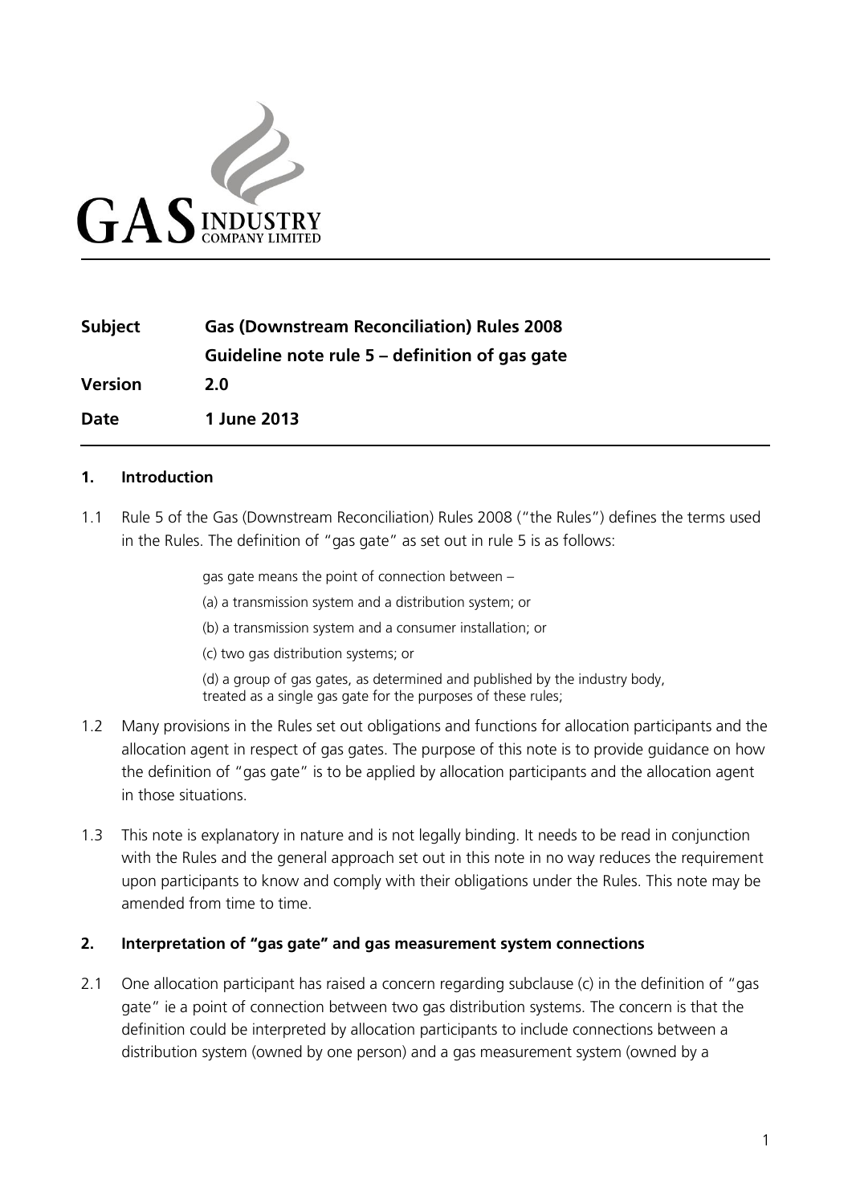GAS INDUSTRY COMPANY LIMITED

| | |
|---|---|
| **Subject** | **Gas (Downstream Reconciliation) Rules 2008** |
| | **Guideline note rule 5 – definition of gas gate** |
| **Version** | **2.0** |
| **Date** | **1 June 2013** |

## 1. Introduction

1.1 Rule 5 of the Gas (Downstream Reconciliation) Rules 2008 ("the Rules") defines the terms used in the Rules. The definition of "gas gate" as set out in rule 5 is as follows:

> gas gate means the point of connection between –
>
> (a) a transmission system and a distribution system; or
>
> (b) a transmission system and a consumer installation; or
>
> (c) two gas distribution systems; or
>
> (d) a group of gas gates, as determined and published by the industry body, treated as a single gas gate for the purposes of these rules;

1.2 Many provisions in the Rules set out obligations and functions for allocation participants and the allocation agent in respect of gas gates. The purpose of this note is to provide guidance on how the definition of "gas gate" is to be applied by allocation participants and the allocation agent in those situations.

1.3 This note is explanatory in nature and is not legally binding. It needs to be read in conjunction with the Rules and the general approach set out in this note in no way reduces the requirement upon participants to know and comply with their obligations under the Rules. This note may be amended from time to time.

## 2. Interpretation of "gas gate" and gas measurement system connections

2.1 One allocation participant has raised a concern regarding subclause (c) in the definition of "gas gate" ie a point of connection between two gas distribution systems. The concern is that the definition could be interpreted by allocation participants to include connections between a distribution system (owned by one person) and a gas measurement system (owned by a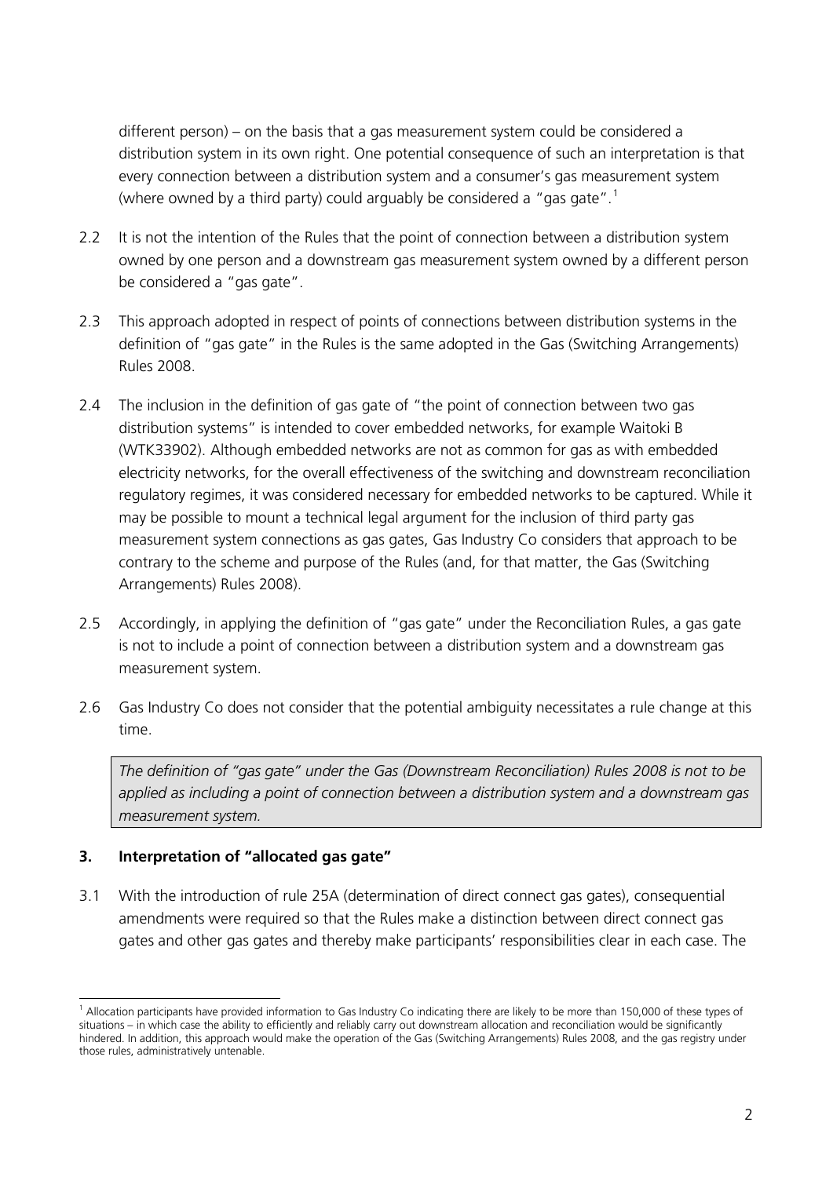different person) – on the basis that a gas measurement system could be considered a distribution system in its own right. One potential consequence of such an interpretation is that every connection between a distribution system and a consumer's gas measurement system (where owned by a third party) could arguably be considered a "gas gate".[1]

2.2 It is not the intention of the Rules that the point of connection between a distribution system owned by one person and a downstream gas measurement system owned by a different person be considered a "gas gate".

2.3 This approach adopted in respect of points of connections between distribution systems in the definition of "gas gate" in the Rules is the same adopted in the Gas (Switching Arrangements) Rules 2008.

2.4 The inclusion in the definition of gas gate of "the point of connection between two gas distribution systems" is intended to cover embedded networks, for example Waitoki B (WTK33902). Although embedded networks are not as common for gas as with embedded electricity networks, for the overall effectiveness of the switching and downstream reconciliation regulatory regimes, it was considered necessary for embedded networks to be captured. While it may be possible to mount a technical legal argument for the inclusion of third party gas measurement system connections as gas gates, Gas Industry Co considers that approach to be contrary to the scheme and purpose of the Rules (and, for that matter, the Gas (Switching Arrangements) Rules 2008).

2.5 Accordingly, in applying the definition of "gas gate" under the Reconciliation Rules, a gas gate is not to include a point of connection between a distribution system and a downstream gas measurement system.

2.6 Gas Industry Co does not consider that the potential ambiguity necessitates a rule change at this time.

*The definition of "gas gate" under the Gas (Downstream Reconciliation) Rules 2008 is not to be applied as including a point of connection between a distribution system and a downstream gas measurement system.*

### 3. Interpretation of "allocated gas gate"

3.1 With the introduction of rule 25A (determination of direct connect gas gates), consequential amendments were required so that the Rules make a distinction between direct connect gas gates and other gas gates and thereby make participants' responsibilities clear in each case. The

[1] Allocation participants have provided information to Gas Industry Co indicating there are likely to be more than 150,000 of these types of situations – in which case the ability to efficiently and reliably carry out downstream allocation and reconciliation would be significantly hindered. In addition, this approach would make the operation of the Gas (Switching Arrangements) Rules 2008, and the gas registry under those rules, administratively untenable.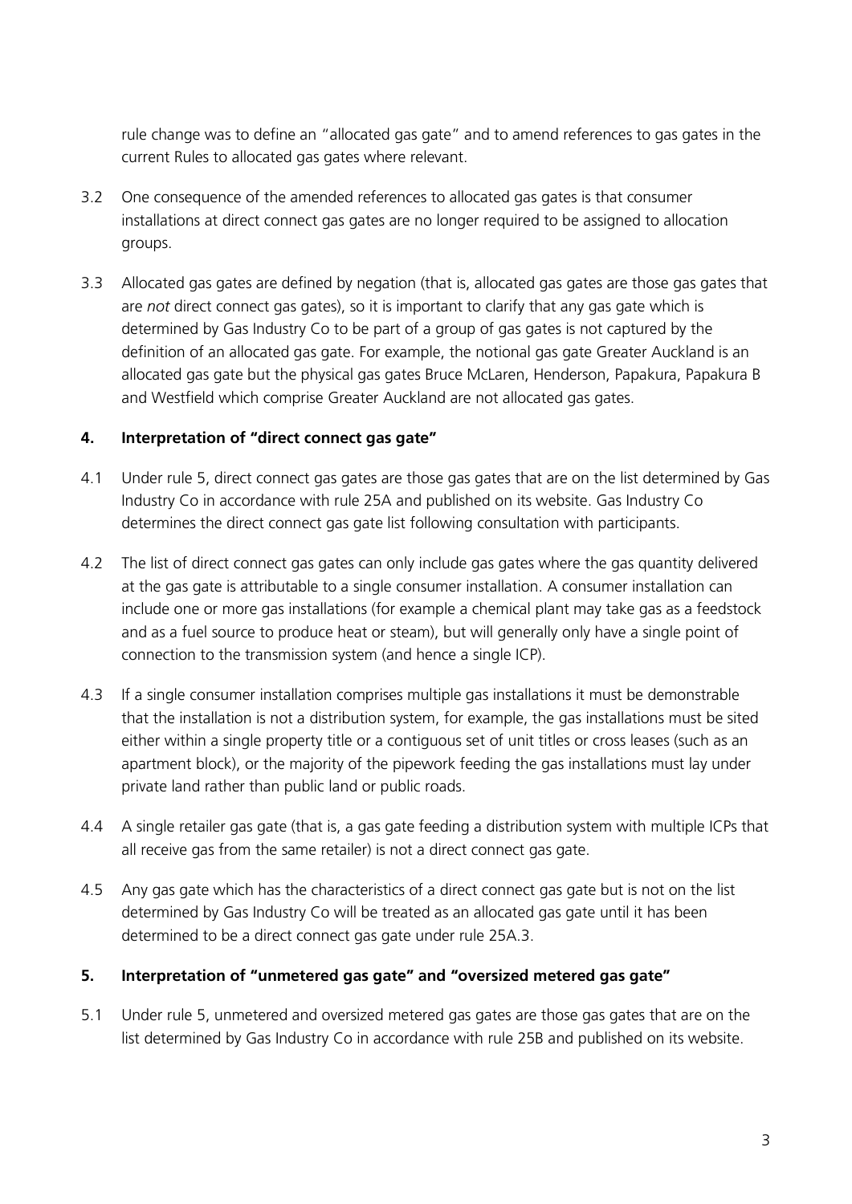rule change was to define an "allocated gas gate" and to amend references to gas gates in the current Rules to allocated gas gates where relevant.

3.2 One consequence of the amended references to allocated gas gates is that consumer installations at direct connect gas gates are no longer required to be assigned to allocation groups.

3.3 Allocated gas gates are defined by negation (that is, allocated gas gates are those gas gates that are *not* direct connect gas gates), so it is important to clarify that any gas gate which is determined by Gas Industry Co to be part of a group of gas gates is not captured by the definition of an allocated gas gate. For example, the notional gas gate Greater Auckland is an allocated gas gate but the physical gas gates Bruce McLaren, Henderson, Papakura, Papakura B and Westfield which comprise Greater Auckland are not allocated gas gates.

## 4. Interpretation of "direct connect gas gate"

4.1 Under rule 5, direct connect gas gates are those gas gates that are on the list determined by Gas Industry Co in accordance with rule 25A and published on its website. Gas Industry Co determines the direct connect gas gate list following consultation with participants.

4.2 The list of direct connect gas gates can only include gas gates where the gas quantity delivered at the gas gate is attributable to a single consumer installation. A consumer installation can include one or more gas installations (for example a chemical plant may take gas as a feedstock and as a fuel source to produce heat or steam), but will generally only have a single point of connection to the transmission system (and hence a single ICP).

4.3 If a single consumer installation comprises multiple gas installations it must be demonstrable that the installation is not a distribution system, for example, the gas installations must be sited either within a single property title or a contiguous set of unit titles or cross leases (such as an apartment block), or the majority of the pipework feeding the gas installations must lay under private land rather than public land or public roads.

4.4 A single retailer gas gate (that is, a gas gate feeding a distribution system with multiple ICPs that all receive gas from the same retailer) is not a direct connect gas gate.

4.5 Any gas gate which has the characteristics of a direct connect gas gate but is not on the list determined by Gas Industry Co will be treated as an allocated gas gate until it has been determined to be a direct connect gas gate under rule 25A.3.

## 5. Interpretation of "unmetered gas gate" and "oversized metered gas gate"

5.1 Under rule 5, unmetered and oversized metered gas gates are those gas gates that are on the list determined by Gas Industry Co in accordance with rule 25B and published on its website.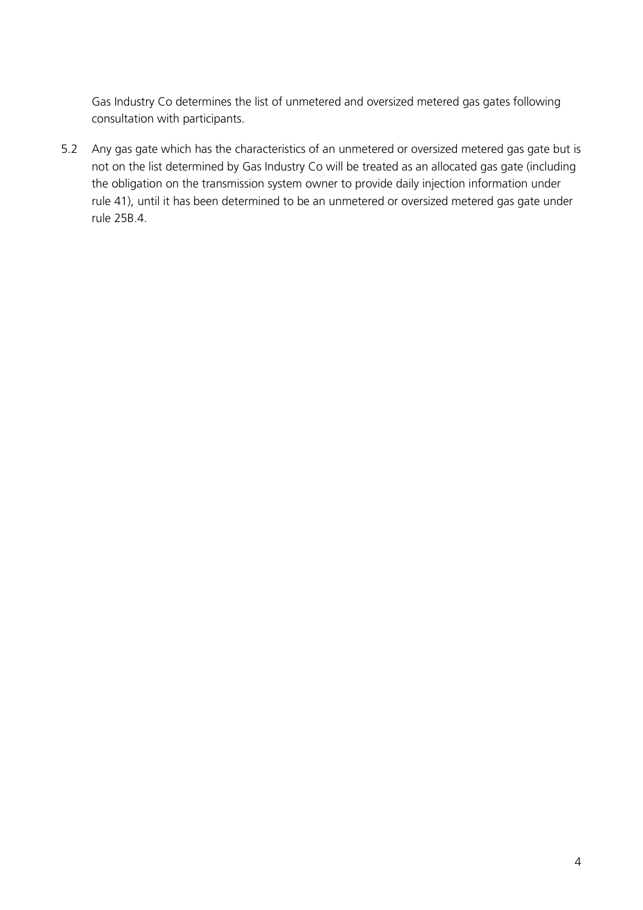Gas Industry Co determines the list of unmetered and oversized metered gas gates following consultation with participants.

5.2 Any gas gate which has the characteristics of an unmetered or oversized metered gas gate but is not on the list determined by Gas Industry Co will be treated as an allocated gas gate (including the obligation on the transmission system owner to provide daily injection information under rule 41), until it has been determined to be an unmetered or oversized metered gas gate under rule 25B.4.